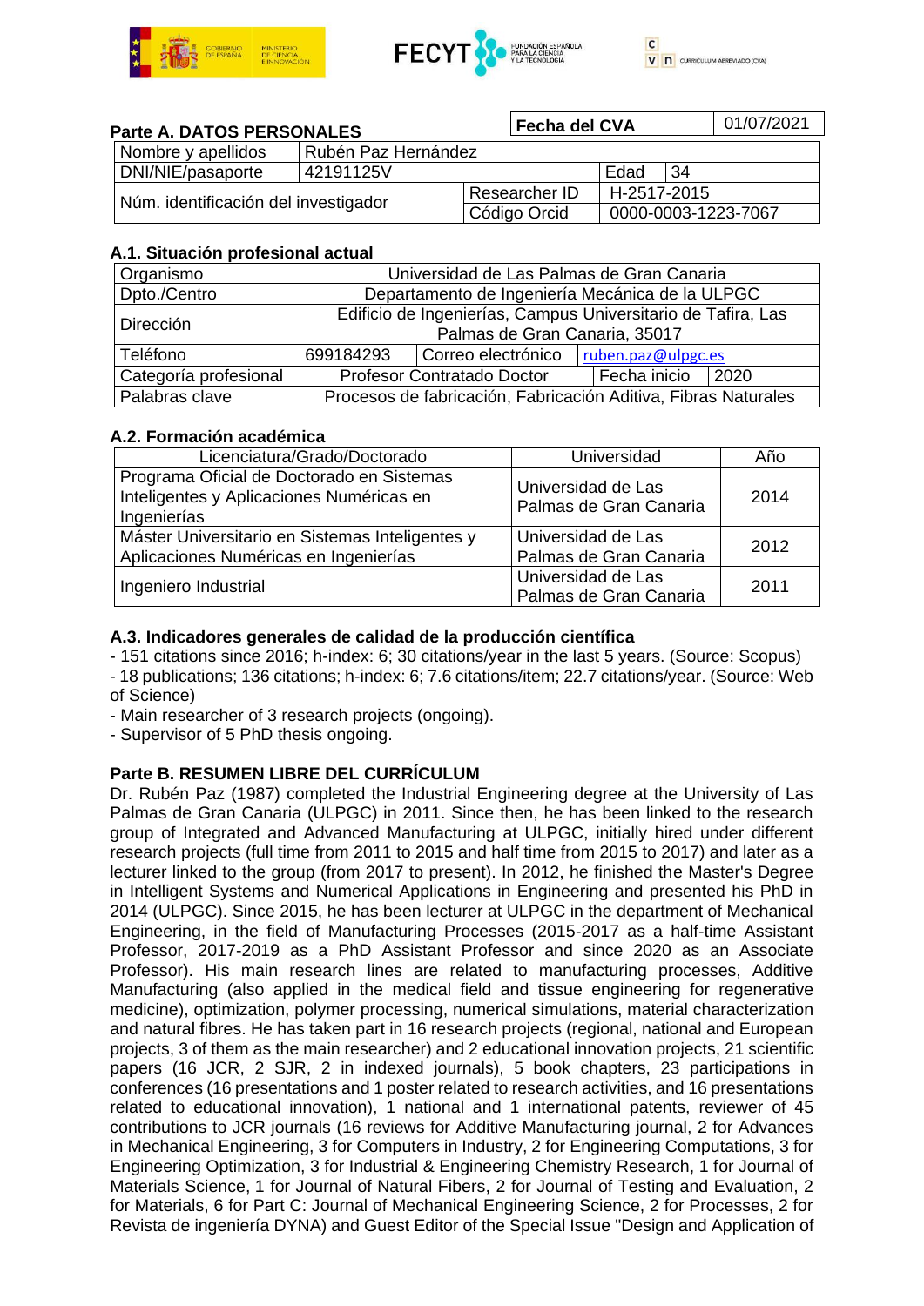## Parte A. DATOS PERSONALES

| Fecha del CVA | 01/07/2021 |
|---|---|

| Nombre y apellidos | Rubén Paz Hernández | | |
|---|---|---|---|
| DNI/NIE/pasaporte | 42191125V | Edad | 34 |
| Núm. identificación del investigador | | Researcher ID | H-2517-2015 |
| | | Código Orcid | 0000-0003-1223-7067 |

### A.1. Situación profesional actual

| Organismo | Universidad de Las Palmas de Gran Canaria | | | |
|---|---|---|---|---|
| Dpto./Centro | Departamento de Ingeniería Mecánica de la ULPGC | | | |
| Dirección | Edificio de Ingenierías, Campus Universitario de Tafira, Las Palmas de Gran Canaria, 35017 | | | |
| Teléfono | 699184293 | Correo electrónico | ruben.paz@ulpgc.es | |
| Categoría profesional | Profesor Contratado Doctor | | Fecha inicio | 2020 |
| Palabras clave | Procesos de fabricación, Fabricación Aditiva, Fibras Naturales | | | |

### A.2. Formación académica

| Licenciatura/Grado/Doctorado | Universidad | Año |
|---|---|---|
| Programa Oficial de Doctorado en Sistemas Inteligentes y Aplicaciones Numéricas en Ingenierías | Universidad de Las Palmas de Gran Canaria | 2014 |
| Máster Universitario en Sistemas Inteligentes y Aplicaciones Numéricas en Ingenierías | Universidad de Las Palmas de Gran Canaria | 2012 |
| Ingeniero Industrial | Universidad de Las Palmas de Gran Canaria | 2011 |

### A.3. Indicadores generales de calidad de la producción científica

- 151 citations since 2016; h-index: 6; 30 citations/year in the last 5 years. (Source: Scopus)
- 18 publications; 136 citations; h-index: 6; 7.6 citations/item; 22.7 citations/year. (Source: Web of Science)
- Main researcher of 3 research projects (ongoing).
- Supervisor of 5 PhD thesis ongoing.

## Parte B. RESUMEN LIBRE DEL CURRÍCULUM

Dr. Rubén Paz (1987) completed the Industrial Engineering degree at the University of Las Palmas de Gran Canaria (ULPGC) in 2011. Since then, he has been linked to the research group of Integrated and Advanced Manufacturing at ULPGC, initially hired under different research projects (full time from 2011 to 2015 and half time from 2015 to 2017) and later as a lecturer linked to the group (from 2017 to present). In 2012, he finished the Master's Degree in Intelligent Systems and Numerical Applications in Engineering and presented his PhD in 2014 (ULPGC). Since 2015, he has been lecturer at ULPGC in the department of Mechanical Engineering, in the field of Manufacturing Processes (2015-2017 as a half-time Assistant Professor, 2017-2019 as a PhD Assistant Professor and since 2020 as an Associate Professor). His main research lines are related to manufacturing processes, Additive Manufacturing (also applied in the medical field and tissue engineering for regenerative medicine), optimization, polymer processing, numerical simulations, material characterization and natural fibres. He has taken part in 16 research projects (regional, national and European projects, 3 of them as the main researcher) and 2 educational innovation projects, 21 scientific papers (16 JCR, 2 SJR, 2 in indexed journals), 5 book chapters, 23 participations in conferences (16 presentations and 1 poster related to research activities, and 16 presentations related to educational innovation), 1 national and 1 international patents, reviewer of 45 contributions to JCR journals (16 reviews for Additive Manufacturing journal, 2 for Advances in Mechanical Engineering, 3 for Computers in Industry, 2 for Engineering Computations, 3 for Engineering Optimization, 3 for Industrial & Engineering Chemistry Research, 1 for Journal of Materials Science, 1 for Journal of Natural Fibers, 2 for Journal of Testing and Evaluation, 2 for Materials, 6 for Part C: Journal of Mechanical Engineering Science, 2 for Processes, 2 for Revista de ingeniería DYNA) and Guest Editor of the Special Issue "Design and Application of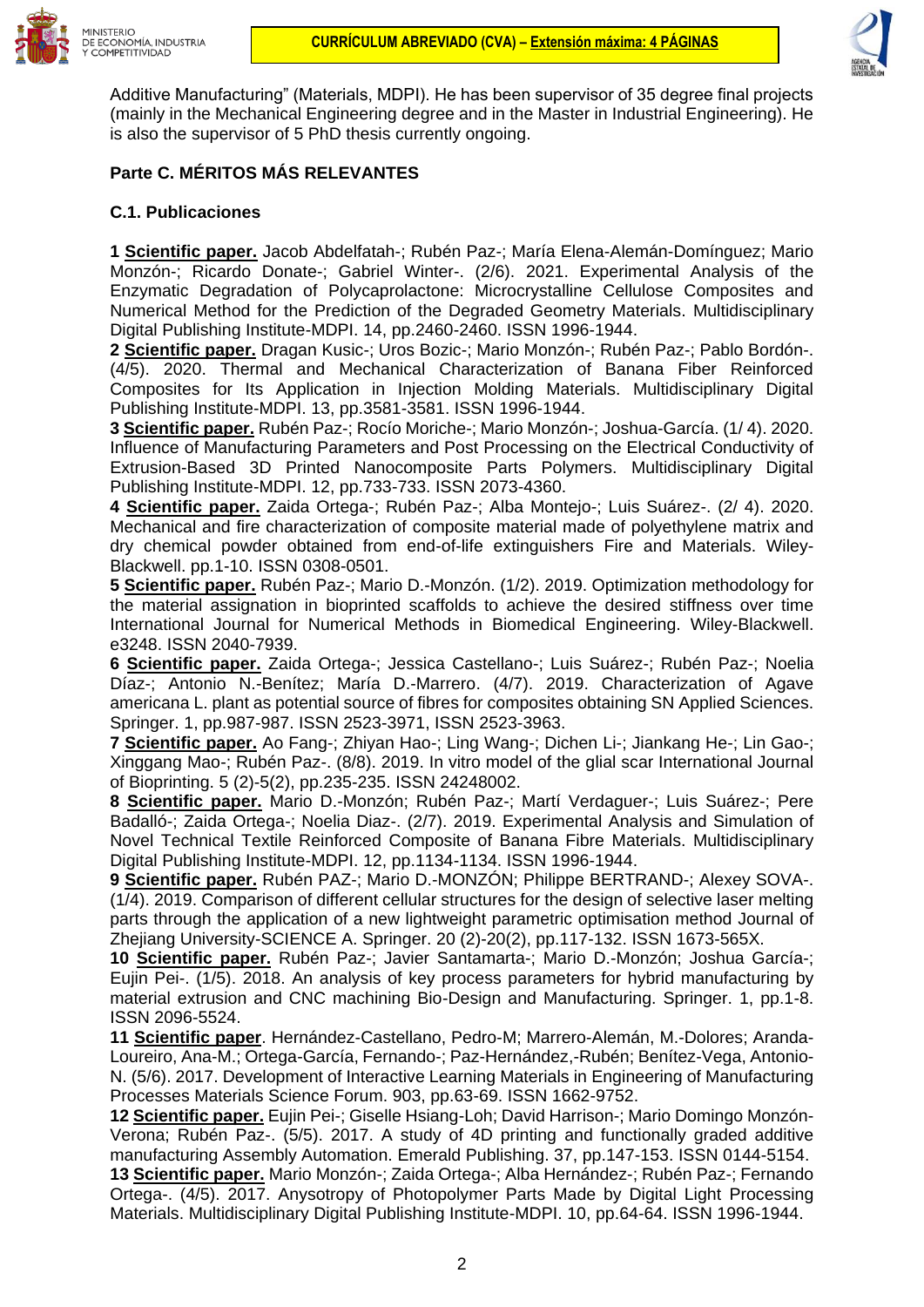Additive Manufacturing" (Materials, MDPI). He has been supervisor of 35 degree final projects (mainly in the Mechanical Engineering degree and in the Master in Industrial Engineering). He is also the supervisor of 5 PhD thesis currently ongoing.

## Parte C. MÉRITOS MÁS RELEVANTES

### C.1. Publicaciones

**1 Scientific paper.** Jacob Abdelfatah-; Rubén Paz-; María Elena-Alemán-Domínguez; Mario Monzón-; Ricardo Donate-; Gabriel Winter-. (2/6). 2021. Experimental Analysis of the Enzymatic Degradation of Polycaprolactone: Microcrystalline Cellulose Composites and Numerical Method for the Prediction of the Degraded Geometry Materials. Multidisciplinary Digital Publishing Institute-MDPI. 14, pp.2460-2460. ISSN 1996-1944.

**2 Scientific paper.** Dragan Kusic-; Uros Bozic-; Mario Monzón-; Rubén Paz-; Pablo Bordón-. (4/5). 2020. Thermal and Mechanical Characterization of Banana Fiber Reinforced Composites for Its Application in Injection Molding Materials. Multidisciplinary Digital Publishing Institute-MDPI. 13, pp.3581-3581. ISSN 1996-1944.

**3 Scientific paper.** Rubén Paz-; Rocío Moriche-; Mario Monzón-; Joshua-García. (1/ 4). 2020. Influence of Manufacturing Parameters and Post Processing on the Electrical Conductivity of Extrusion-Based 3D Printed Nanocomposite Parts Polymers. Multidisciplinary Digital Publishing Institute-MDPI. 12, pp.733-733. ISSN 2073-4360.

**4 Scientific paper.** Zaida Ortega-; Rubén Paz-; Alba Montejo-; Luis Suárez-. (2/ 4). 2020. Mechanical and fire characterization of composite material made of polyethylene matrix and dry chemical powder obtained from end-of-life extinguishers Fire and Materials. Wiley-Blackwell. pp.1-10. ISSN 0308-0501.

**5 Scientific paper.** Rubén Paz-; Mario D.-Monzón. (1/2). 2019. Optimization methodology for the material assignation in bioprinted scaffolds to achieve the desired stiffness over time International Journal for Numerical Methods in Biomedical Engineering. Wiley-Blackwell. e3248. ISSN 2040-7939.

**6 Scientific paper.** Zaida Ortega-; Jessica Castellano-; Luis Suárez-; Rubén Paz-; Noelia Díaz-; Antonio N.-Benítez; María D.-Marrero. (4/7). 2019. Characterization of Agave americana L. plant as potential source of fibres for composites obtaining SN Applied Sciences. Springer. 1, pp.987-987. ISSN 2523-3971, ISSN 2523-3963.

**7 Scientific paper.** Ao Fang-; Zhiyan Hao-; Ling Wang-; Dichen Li-; Jiankang He-; Lin Gao-; Xinggang Mao-; Rubén Paz-. (8/8). 2019. In vitro model of the glial scar International Journal of Bioprinting. 5 (2)-5(2), pp.235-235. ISSN 24248002.

**8 Scientific paper.** Mario D.-Monzón; Rubén Paz-; Martí Verdaguer-; Luis Suárez-; Pere Badalló-; Zaida Ortega-; Noelia Diaz-. (2/7). 2019. Experimental Analysis and Simulation of Novel Technical Textile Reinforced Composite of Banana Fibre Materials. Multidisciplinary Digital Publishing Institute-MDPI. 12, pp.1134-1134. ISSN 1996-1944.

**9 Scientific paper.** Rubén PAZ-; Mario D.-MONZÓN; Philippe BERTRAND-; Alexey SOVA-. (1/4). 2019. Comparison of different cellular structures for the design of selective laser melting parts through the application of a new lightweight parametric optimisation method Journal of Zhejiang University-SCIENCE A. Springer. 20 (2)-20(2), pp.117-132. ISSN 1673-565X.

**10 Scientific paper.** Rubén Paz-; Javier Santamarta-; Mario D.-Monzón; Joshua García-; Eujin Pei-. (1/5). 2018. An analysis of key process parameters for hybrid manufacturing by material extrusion and CNC machining Bio-Design and Manufacturing. Springer. 1, pp.1-8. ISSN 2096-5524.

**11 Scientific paper**. Hernández-Castellano, Pedro-M; Marrero-Alemán, M.-Dolores; Aranda-Loureiro, Ana-M.; Ortega-García, Fernando-; Paz-Hernández,-Rubén; Benítez-Vega, Antonio-N. (5/6). 2017. Development of Interactive Learning Materials in Engineering of Manufacturing Processes Materials Science Forum. 903, pp.63-69. ISSN 1662-9752.

**12 Scientific paper.** Eujin Pei-; Giselle Hsiang-Loh; David Harrison-; Mario Domingo Monzón-Verona; Rubén Paz-. (5/5). 2017. A study of 4D printing and functionally graded additive manufacturing Assembly Automation. Emerald Publishing. 37, pp.147-153. ISSN 0144-5154.

**13 Scientific paper.** Mario Monzón-; Zaida Ortega-; Alba Hernández-; Rubén Paz-; Fernando Ortega-. (4/5). 2017. Anysotropy of Photopolymer Parts Made by Digital Light Processing Materials. Multidisciplinary Digital Publishing Institute-MDPI. 10, pp.64-64. ISSN 1996-1944.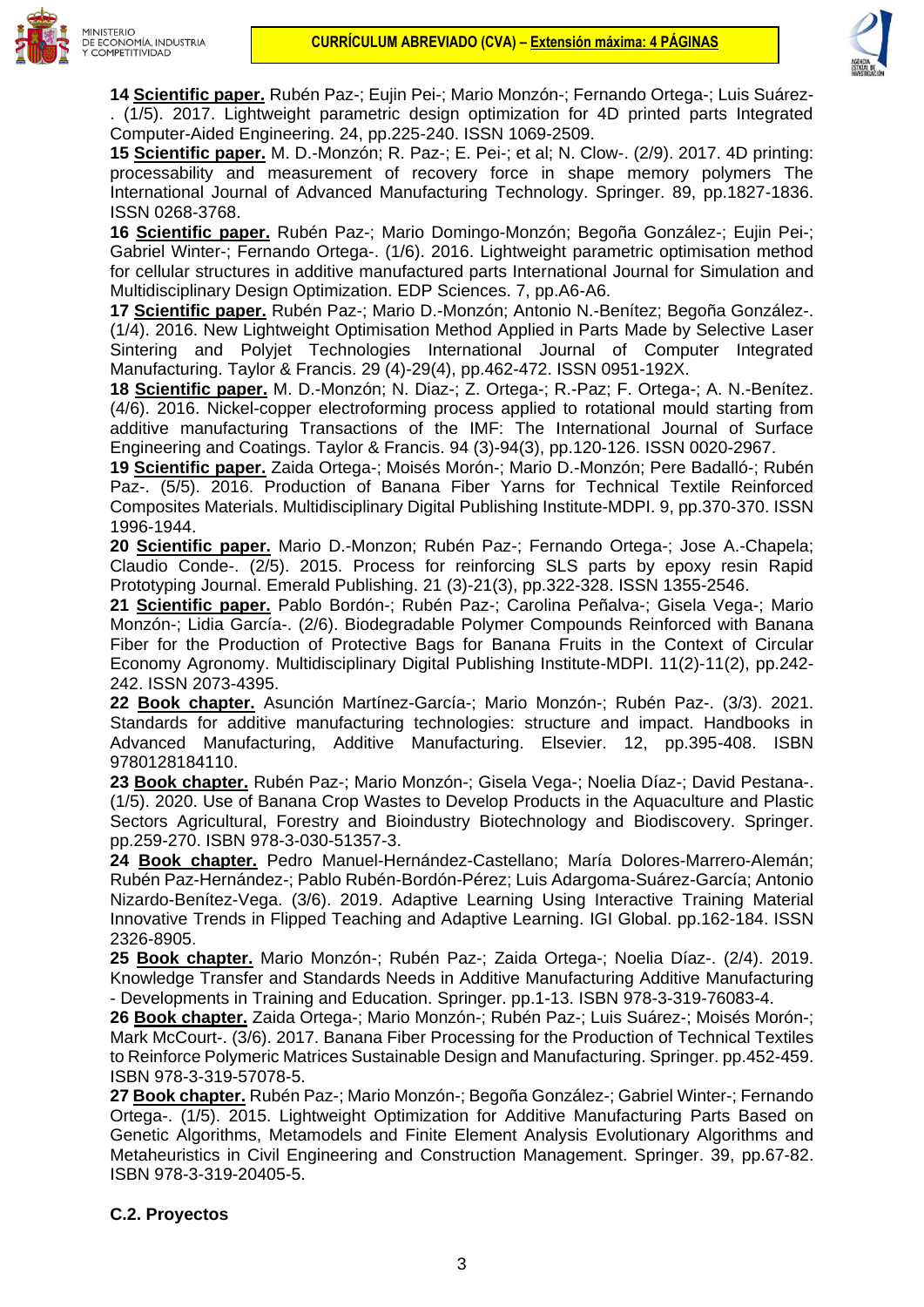**14 Scientific paper.** Rubén Paz-; Eujin Pei-; Mario Monzón-; Fernando Ortega-; Luis Suárez-. (1/5). 2017. Lightweight parametric design optimization for 4D printed parts Integrated Computer-Aided Engineering. 24, pp.225-240. ISSN 1069-2509.

**15 Scientific paper.** M. D.-Monzón; R. Paz-; E. Pei-; et al; N. Clow-. (2/9). 2017. 4D printing: processability and measurement of recovery force in shape memory polymers The International Journal of Advanced Manufacturing Technology. Springer. 89, pp.1827-1836. ISSN 0268-3768.

**16 Scientific paper.** Rubén Paz-; Mario Domingo-Monzón; Begoña González-; Eujin Pei-; Gabriel Winter-; Fernando Ortega-. (1/6). 2016. Lightweight parametric optimisation method for cellular structures in additive manufactured parts International Journal for Simulation and Multidisciplinary Design Optimization. EDP Sciences. 7, pp.A6-A6.

**17 Scientific paper.** Rubén Paz-; Mario D.-Monzón; Antonio N.-Benítez; Begoña González-. (1/4). 2016. New Lightweight Optimisation Method Applied in Parts Made by Selective Laser Sintering and Polyjet Technologies International Journal of Computer Integrated Manufacturing. Taylor & Francis. 29 (4)-29(4), pp.462-472. ISSN 0951-192X.

**18 Scientific paper.** M. D.-Monzón; N. Diaz-; Z. Ortega-; R.-Paz; F. Ortega-; A. N.-Benítez. (4/6). 2016. Nickel-copper electroforming process applied to rotational mould starting from additive manufacturing Transactions of the IMF: The International Journal of Surface Engineering and Coatings. Taylor & Francis. 94 (3)-94(3), pp.120-126. ISSN 0020-2967.

**19 Scientific paper.** Zaida Ortega-; Moisés Morón-; Mario D.-Monzón; Pere Badalló-; Rubén Paz-. (5/5). 2016. Production of Banana Fiber Yarns for Technical Textile Reinforced Composites Materials. Multidisciplinary Digital Publishing Institute-MDPI. 9, pp.370-370. ISSN 1996-1944.

**20 Scientific paper.** Mario D.-Monzon; Rubén Paz-; Fernando Ortega-; Jose A.-Chapela; Claudio Conde-. (2/5). 2015. Process for reinforcing SLS parts by epoxy resin Rapid Prototyping Journal. Emerald Publishing. 21 (3)-21(3), pp.322-328. ISSN 1355-2546.

**21 Scientific paper.** Pablo Bordón-; Rubén Paz-; Carolina Peñalva-; Gisela Vega-; Mario Monzón-; Lidia García-. (2/6). Biodegradable Polymer Compounds Reinforced with Banana Fiber for the Production of Protective Bags for Banana Fruits in the Context of Circular Economy Agronomy. Multidisciplinary Digital Publishing Institute-MDPI. 11(2)-11(2), pp.242-242. ISSN 2073-4395.

**22 Book chapter.** Asunción Martínez-García-; Mario Monzón-; Rubén Paz-. (3/3). 2021. Standards for additive manufacturing technologies: structure and impact. Handbooks in Advanced Manufacturing, Additive Manufacturing. Elsevier. 12, pp.395-408. ISBN 9780128184110.

**23 Book chapter.** Rubén Paz-; Mario Monzón-; Gisela Vega-; Noelia Díaz-; David Pestana-. (1/5). 2020. Use of Banana Crop Wastes to Develop Products in the Aquaculture and Plastic Sectors Agricultural, Forestry and Bioindustry Biotechnology and Biodiscovery. Springer. pp.259-270. ISBN 978-3-030-51357-3.

**24 Book chapter.** Pedro Manuel-Hernández-Castellano; María Dolores-Marrero-Alemán; Rubén Paz-Hernández-; Pablo Rubén-Bordón-Pérez; Luis Adargoma-Suárez-García; Antonio Nizardo-Benítez-Vega. (3/6). 2019. Adaptive Learning Using Interactive Training Material Innovative Trends in Flipped Teaching and Adaptive Learning. IGI Global. pp.162-184. ISSN 2326-8905.

**25 Book chapter.** Mario Monzón-; Rubén Paz-; Zaida Ortega-; Noelia Díaz-. (2/4). 2019. Knowledge Transfer and Standards Needs in Additive Manufacturing Additive Manufacturing - Developments in Training and Education. Springer. pp.1-13. ISBN 978-3-319-76083-4.

**26 Book chapter.** Zaida Ortega-; Mario Monzón-; Rubén Paz-; Luis Suárez-; Moisés Morón-; Mark McCourt-. (3/6). 2017. Banana Fiber Processing for the Production of Technical Textiles to Reinforce Polymeric Matrices Sustainable Design and Manufacturing. Springer. pp.452-459. ISBN 978-3-319-57078-5.

**27 Book chapter.** Rubén Paz-; Mario Monzón-; Begoña González-; Gabriel Winter-; Fernando Ortega-. (1/5). 2015. Lightweight Optimization for Additive Manufacturing Parts Based on Genetic Algorithms, Metamodels and Finite Element Analysis Evolutionary Algorithms and Metaheuristics in Civil Engineering and Construction Management. Springer. 39, pp.67-82. ISBN 978-3-319-20405-5.

**C.2. Proyectos**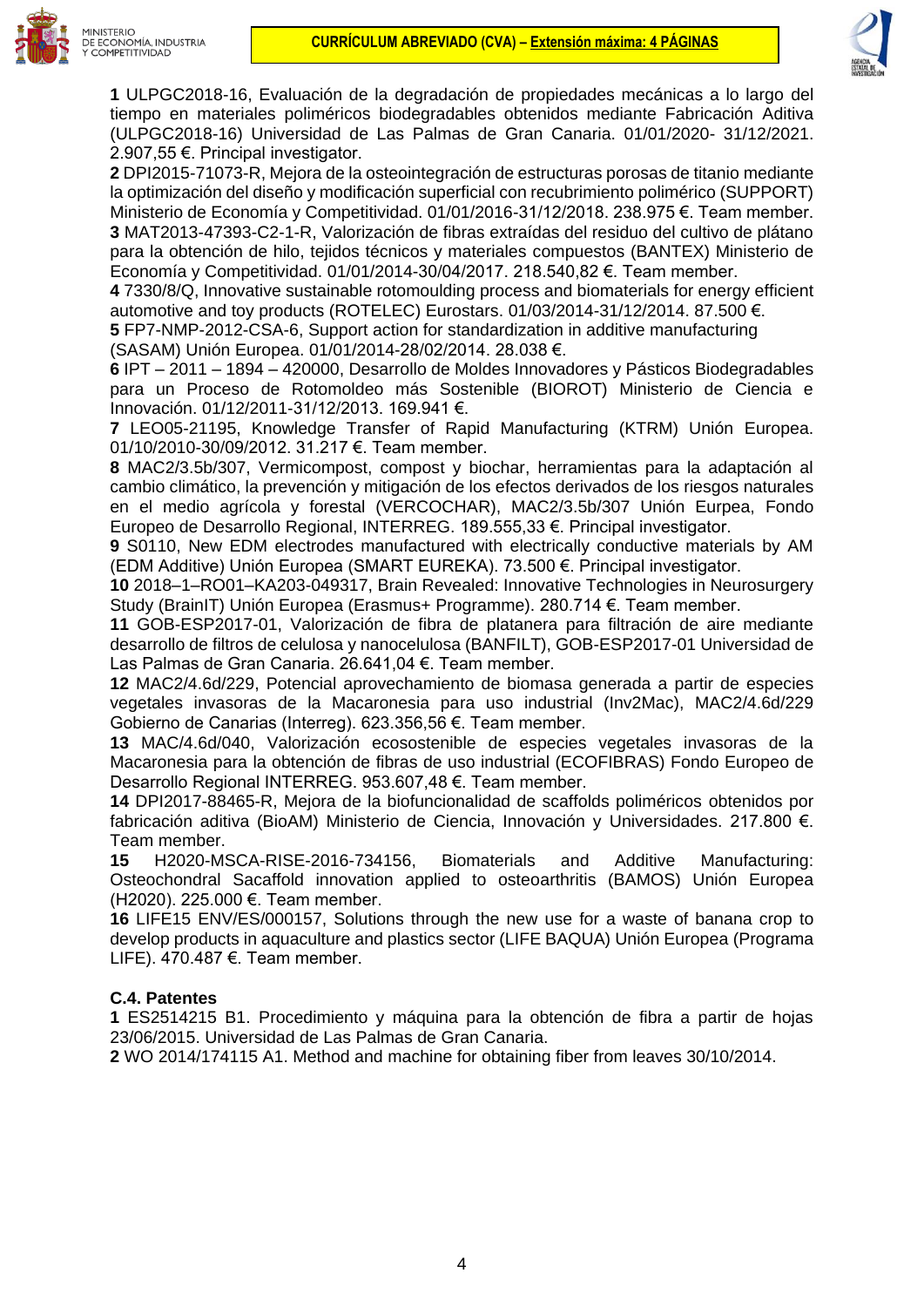**1** ULPGC2018-16, Evaluación de la degradación de propiedades mecánicas a lo largo del tiempo en materiales poliméricos biodegradables obtenidos mediante Fabricación Aditiva (ULPGC2018-16) Universidad de Las Palmas de Gran Canaria. 01/01/2020- 31/12/2021. 2.907,55 €. Principal investigator.
**2** DPI2015-71073-R, Mejora de la osteointegración de estructuras porosas de titanio mediante la optimización del diseño y modificación superficial con recubrimiento polimérico (SUPPORT) Ministerio de Economía y Competitividad. 01/01/2016-31/12/2018. 238.975 €. Team member.
**3** MAT2013-47393-C2-1-R, Valorización de fibras extraídas del residuo del cultivo de plátano para la obtención de hilo, tejidos técnicos y materiales compuestos (BANTEX) Ministerio de Economía y Competitividad. 01/01/2014-30/04/2017. 218.540,82 €. Team member.
**4** 7330/8/Q, Innovative sustainable rotomoulding process and biomaterials for energy efficient automotive and toy products (ROTELEC) Eurostars. 01/03/2014-31/12/2014. 87.500 €.
**5** FP7-NMP-2012-CSA-6, Support action for standardization in additive manufacturing (SASAM) Unión Europea. 01/01/2014-28/02/2014. 28.038 €.
**6** IPT – 2011 – 1894 – 420000, Desarrollo de Moldes Innovadores y Pásticos Biodegradables para un Proceso de Rotomoldeo más Sostenible (BIOROT) Ministerio de Ciencia e Innovación. 01/12/2011-31/12/2013. 169.941 €.
**7** LEO05-21195, Knowledge Transfer of Rapid Manufacturing (KTRM) Unión Europea. 01/10/2010-30/09/2012. 31.217 €. Team member.
**8** MAC2/3.5b/307, Vermicompost, compost y biochar, herramientas para la adaptación al cambio climático, la prevención y mitigación de los efectos derivados de los riesgos naturales en el medio agrícola y forestal (VERCOCHAR), MAC2/3.5b/307 Unión Eurpea, Fondo Europeo de Desarrollo Regional, INTERREG. 189.555,33 €. Principal investigator.
**9** S0110, New EDM electrodes manufactured with electrically conductive materials by AM (EDM Additive) Unión Europea (SMART EUREKA). 73.500 €. Principal investigator.
**10** 2018–1–RO01–KA203-049317, Brain Revealed: Innovative Technologies in Neurosurgery Study (BrainIT) Unión Europea (Erasmus+ Programme). 280.714 €. Team member.
**11** GOB-ESP2017-01, Valorización de fibra de platanera para filtración de aire mediante desarrollo de filtros de celulosa y nanocelulosa (BANFILT), GOB-ESP2017-01 Universidad de Las Palmas de Gran Canaria. 26.641,04 €. Team member.
**12** MAC2/4.6d/229, Potencial aprovechamiento de biomasa generada a partir de especies vegetales invasoras de la Macaronesia para uso industrial (Inv2Mac), MAC2/4.6d/229 Gobierno de Canarias (Interreg). 623.356,56 €. Team member.
**13** MAC/4.6d/040, Valorización ecosostenible de especies vegetales invasoras de la Macaronesia para la obtención de fibras de uso industrial (ECOFIBRAS) Fondo Europeo de Desarrollo Regional INTERREG. 953.607,48 €. Team member.
**14** DPI2017-88465-R, Mejora de la biofuncionalidad de scaffolds poliméricos obtenidos por fabricación aditiva (BioAM) Ministerio de Ciencia, Innovación y Universidades. 217.800 €. Team member.
**15** H2020-MSCA-RISE-2016-734156, Biomaterials and Additive Manufacturing: Osteochondral Sacaffold innovation applied to osteoarthritis (BAMOS) Unión Europea (H2020). 225.000 €. Team member.
**16** LIFE15 ENV/ES/000157, Solutions through the new use for a waste of banana crop to develop products in aquaculture and plastics sector (LIFE BAQUA) Unión Europea (Programa LIFE). 470.487 €. Team member.

**C.4. Patentes**

**1** ES2514215 B1. Procedimiento y máquina para la obtención de fibra a partir de hojas 23/06/2015. Universidad de Las Palmas de Gran Canaria.
**2** WO 2014/174115 A1. Method and machine for obtaining fiber from leaves 30/10/2014.